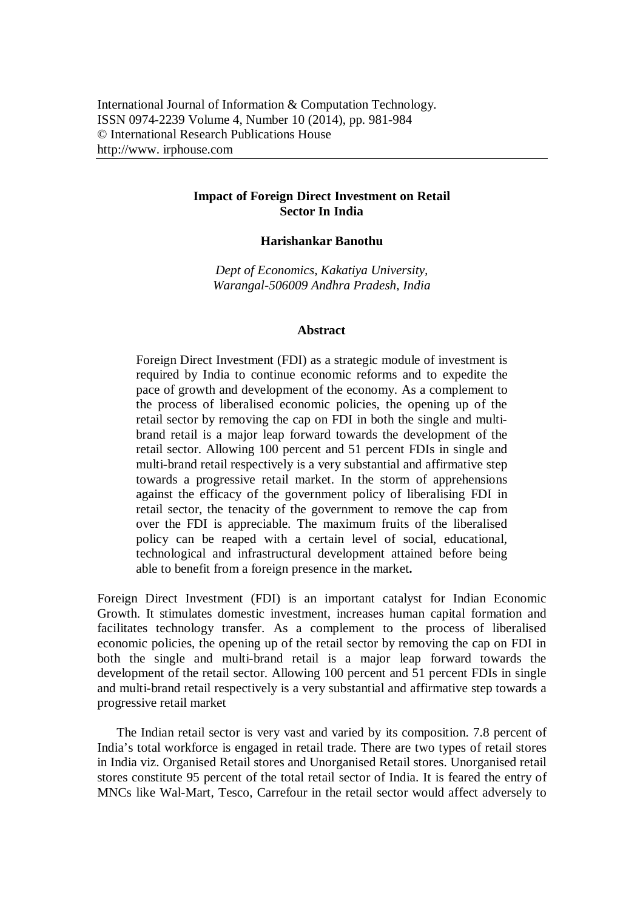International Journal of Information & Computation Technology.
ISSN 0974-2239 Volume 4, Number 10 (2014), pp. 981-984
© International Research Publications House
http://www. irphouse.com

# Impact of Foreign Direct Investment on Retail Sector In India

**Harishankar Banothu**

*Dept of Economics, Kakatiya University,*
*Warangal-506009 Andhra Pradesh, India*

## Abstract

Foreign Direct Investment (FDI) as a strategic module of investment is required by India to continue economic reforms and to expedite the pace of growth and development of the economy. As a complement to the process of liberalised economic policies, the opening up of the retail sector by removing the cap on FDI in both the single and multi-brand retail is a major leap forward towards the development of the retail sector. Allowing 100 percent and 51 percent FDIs in single and multi-brand retail respectively is a very substantial and affirmative step towards a progressive retail market. In the storm of apprehensions against the efficacy of the government policy of liberalising FDI in retail sector, the tenacity of the government to remove the cap from over the FDI is appreciable. The maximum fruits of the liberalised policy can be reaped with a certain level of social, educational, technological and infrastructural development attained before being able to benefit from a foreign presence in the market**.**

Foreign Direct Investment (FDI) is an important catalyst for Indian Economic Growth. It stimulates domestic investment, increases human capital formation and facilitates technology transfer. As a complement to the process of liberalised economic policies, the opening up of the retail sector by removing the cap on FDI in both the single and multi-brand retail is a major leap forward towards the development of the retail sector. Allowing 100 percent and 51 percent FDIs in single and multi-brand retail respectively is a very substantial and affirmative step towards a progressive retail market

The Indian retail sector is very vast and varied by its composition. 7.8 percent of India's total workforce is engaged in retail trade. There are two types of retail stores in India viz. Organised Retail stores and Unorganised Retail stores. Unorganised retail stores constitute 95 percent of the total retail sector of India. It is feared the entry of MNCs like Wal-Mart, Tesco, Carrefour in the retail sector would affect adversely to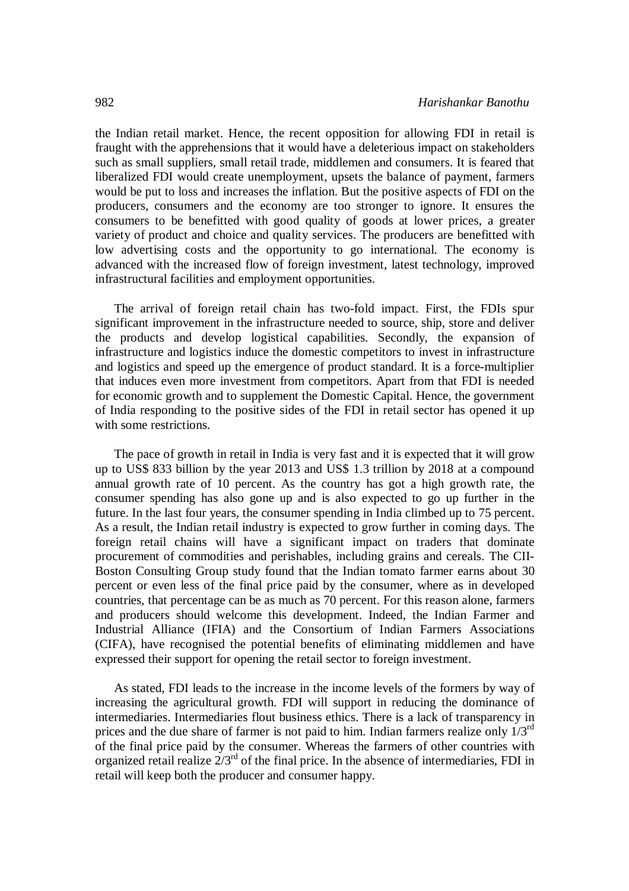the Indian retail market. Hence, the recent opposition for allowing FDI in retail is fraught with the apprehensions that it would have a deleterious impact on stakeholders such as small suppliers, small retail trade, middlemen and consumers. It is feared that liberalized FDI would create unemployment, upsets the balance of payment, farmers would be put to loss and increases the inflation. But the positive aspects of FDI on the producers, consumers and the economy are too stronger to ignore. It ensures the consumers to be benefitted with good quality of goods at lower prices, a greater variety of product and choice and quality services. The producers are benefitted with low advertising costs and the opportunity to go international. The economy is advanced with the increased flow of foreign investment, latest technology, improved infrastructural facilities and employment opportunities.

The arrival of foreign retail chain has two-fold impact. First, the FDIs spur significant improvement in the infrastructure needed to source, ship, store and deliver the products and develop logistical capabilities. Secondly, the expansion of infrastructure and logistics induce the domestic competitors to invest in infrastructure and logistics and speed up the emergence of product standard. It is a force-multiplier that induces even more investment from competitors. Apart from that FDI is needed for economic growth and to supplement the Domestic Capital. Hence, the government of India responding to the positive sides of the FDI in retail sector has opened it up with some restrictions.

The pace of growth in retail in India is very fast and it is expected that it will grow up to US$ 833 billion by the year 2013 and US$ 1.3 trillion by 2018 at a compound annual growth rate of 10 percent. As the country has got a high growth rate, the consumer spending has also gone up and is also expected to go up further in the future. In the last four years, the consumer spending in India climbed up to 75 percent. As a result, the Indian retail industry is expected to grow further in coming days. The foreign retail chains will have a significant impact on traders that dominate procurement of commodities and perishables, including grains and cereals. The CII-Boston Consulting Group study found that the Indian tomato farmer earns about 30 percent or even less of the final price paid by the consumer, where as in developed countries, that percentage can be as much as 70 percent. For this reason alone, farmers and producers should welcome this development. Indeed, the Indian Farmer and Industrial Alliance (IFIA) and the Consortium of Indian Farmers Associations (CIFA), have recognised the potential benefits of eliminating middlemen and have expressed their support for opening the retail sector to foreign investment.

As stated, FDI leads to the increase in the income levels of the formers by way of increasing the agricultural growth. FDI will support in reducing the dominance of intermediaries. Intermediaries flout business ethics. There is a lack of transparency in prices and the due share of farmer is not paid to him. Indian farmers realize only 1/3rd of the final price paid by the consumer. Whereas the farmers of other countries with organized retail realize 2/3rd of the final price. In the absence of intermediaries, FDI in retail will keep both the producer and consumer happy.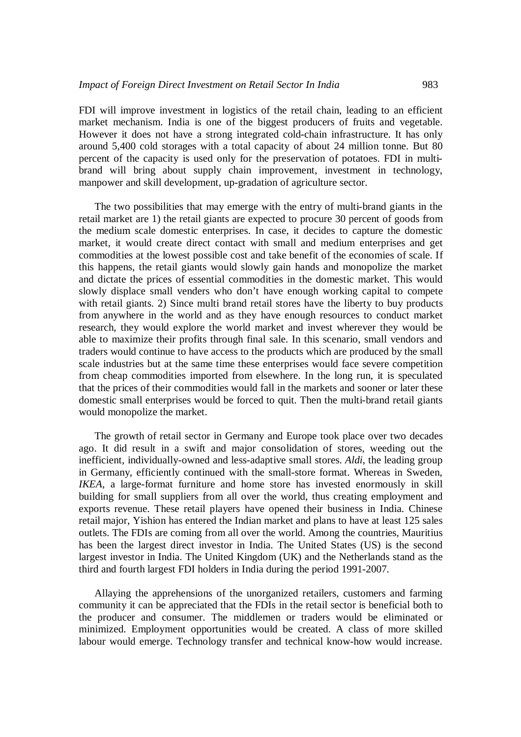FDI will improve investment in logistics of the retail chain, leading to an efficient market mechanism. India is one of the biggest producers of fruits and vegetable. However it does not have a strong integrated cold-chain infrastructure. It has only around 5,400 cold storages with a total capacity of about 24 million tonne. But 80 percent of the capacity is used only for the preservation of potatoes. FDI in multi-brand will bring about supply chain improvement, investment in technology, manpower and skill development, up-gradation of agriculture sector.

The two possibilities that may emerge with the entry of multi-brand giants in the retail market are 1) the retail giants are expected to procure 30 percent of goods from the medium scale domestic enterprises. In case, it decides to capture the domestic market, it would create direct contact with small and medium enterprises and get commodities at the lowest possible cost and take benefit of the economies of scale. If this happens, the retail giants would slowly gain hands and monopolize the market and dictate the prices of essential commodities in the domestic market. This would slowly displace small venders who don't have enough working capital to compete with retail giants. 2) Since multi brand retail stores have the liberty to buy products from anywhere in the world and as they have enough resources to conduct market research, they would explore the world market and invest wherever they would be able to maximize their profits through final sale. In this scenario, small vendors and traders would continue to have access to the products which are produced by the small scale industries but at the same time these enterprises would face severe competition from cheap commodities imported from elsewhere. In the long run, it is speculated that the prices of their commodities would fall in the markets and sooner or later these domestic small enterprises would be forced to quit. Then the multi-brand retail giants would monopolize the market.

The growth of retail sector in Germany and Europe took place over two decades ago. It did result in a swift and major consolidation of stores, weeding out the inefficient, individually-owned and less-adaptive small stores. *Aldi*, the leading group in Germany, efficiently continued with the small-store format. Whereas in Sweden, *IKEA*, a large-format furniture and home store has invested enormously in skill building for small suppliers from all over the world, thus creating employment and exports revenue. These retail players have opened their business in India. Chinese retail major, Yishion has entered the Indian market and plans to have at least 125 sales outlets. The FDIs are coming from all over the world. Among the countries, Mauritius has been the largest direct investor in India. The United States (US) is the second largest investor in India. The United Kingdom (UK) and the Netherlands stand as the third and fourth largest FDI holders in India during the period 1991-2007.

Allaying the apprehensions of the unorganized retailers, customers and farming community it can be appreciated that the FDIs in the retail sector is beneficial both to the producer and consumer. The middlemen or traders would be eliminated or minimized. Employment opportunities would be created. A class of more skilled labour would emerge. Technology transfer and technical know-how would increase.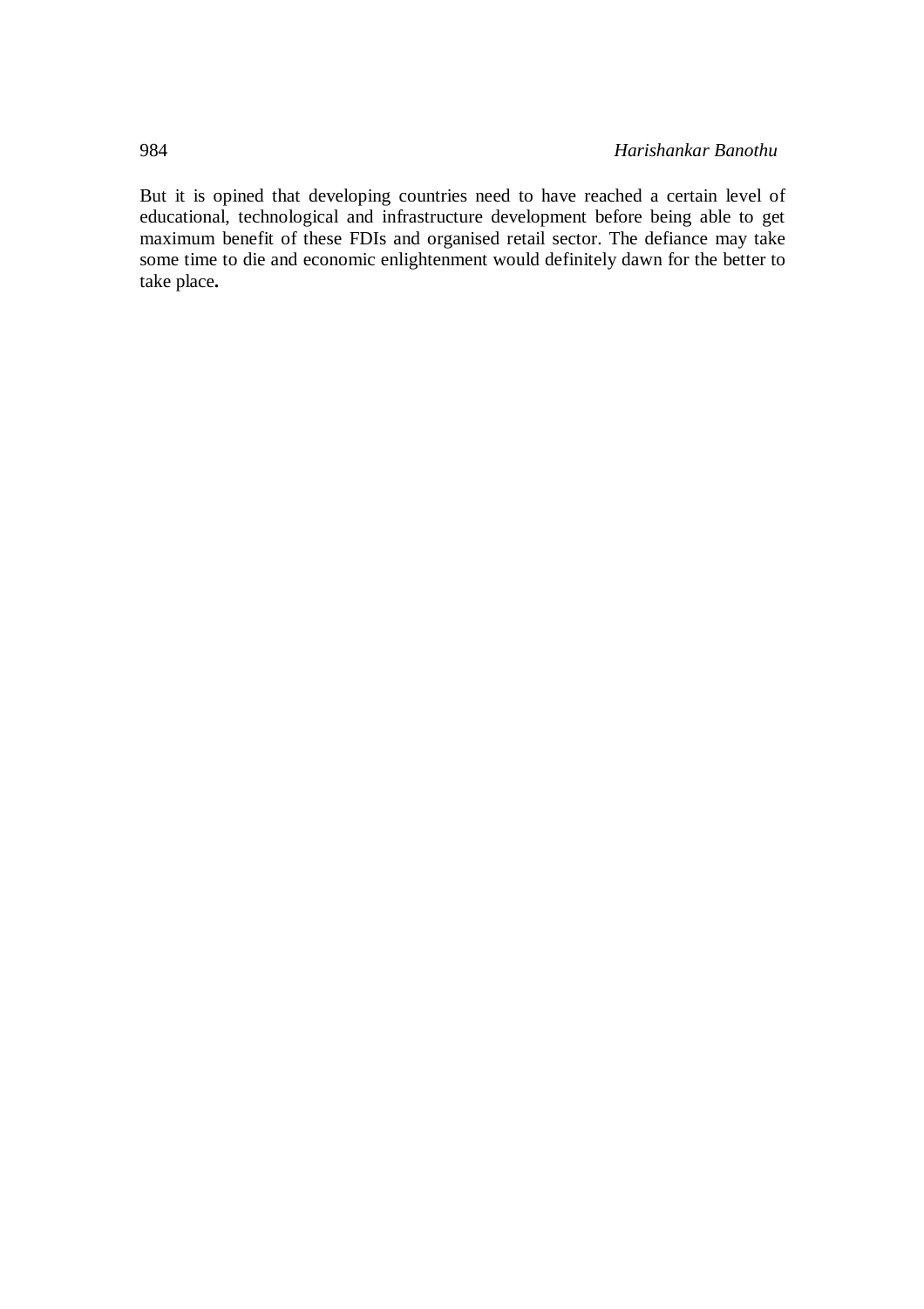But it is opined that developing countries need to have reached a certain level of educational, technological and infrastructure development before being able to get maximum benefit of these FDIs and organised retail sector. The defiance may take some time to die and economic enlightenment would definitely dawn for the better to take place**.**